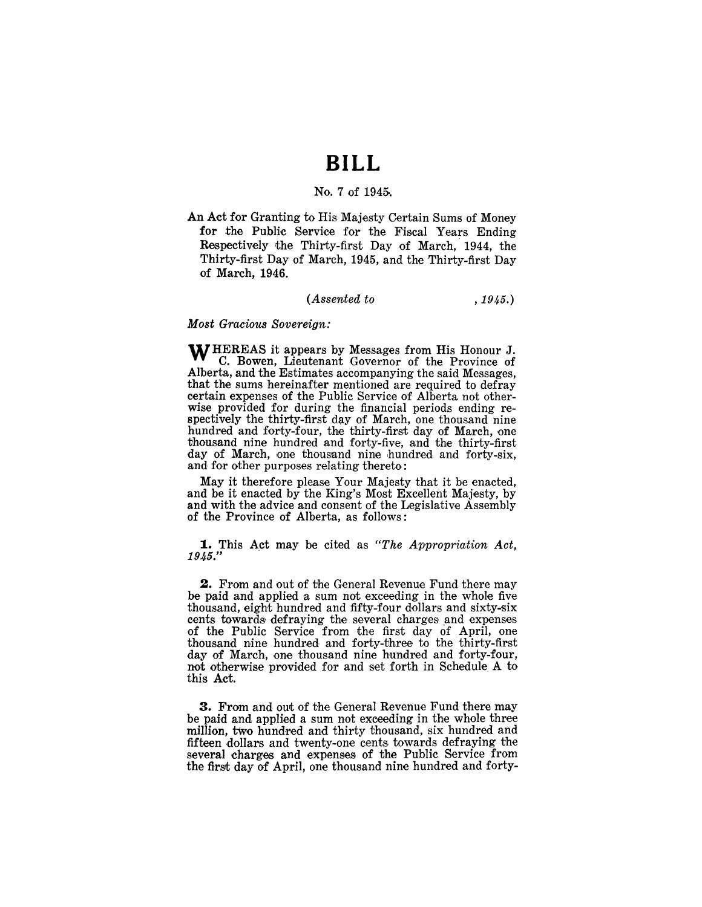# BILL

No. 7 of 1945.

An Act for Granting to His Majesty Certain Sums of Money for the Public Service for the Fiscal Years Ending Respectively the Thirty-first Day of March, 1944, the Thirty-first Day of March, 1945, and the Thirty-first Day of March, 1946.

*(Assented to , 1945.)*

*Most Gracious Sovereign:*

WHEREAS it appears by Messages from His Honour J. C. Bowen, Lieutenant Governor of the Province of Alberta, and the Estimates accompanying the said Messages, that the sums hereinafter mentioned are required to defray certain expenses of the Public Service of Alberta not otherwise provided for during the financial periods ending respectively the thirty-first day of March, one thousand nine hundred and forty-four, the thirty-first day of March, one thousand nine hundred and forty-five, and the thirty-first day of March, one thousand nine hundred and forty-six, and for other purposes relating thereto:

May it therefore please Your Majesty that it be enacted, and be it enacted by the King's Most Excellent Majesty, by and with the advice and consent of the Legislative Assembly of the Province of Alberta, as follows:

**1.** This Act may be cited as *"The Appropriation Act, 1945."*

**2.** From and out of the General Revenue Fund there may be paid and applied a sum not exceeding in the whole five thousand, eight hundred and fifty-four dollars and sixty-six cents towards defraying the several charges and expenses of the Public Service from the first day of April, one thousand nine hundred and forty-three to the thirty-first day of March, one thousand nine hundred and forty-four, not otherwise provided for and set forth in Schedule A to this Act.

**3.** From and out of the General Revenue Fund there may be paid and applied a sum not exceeding in the whole three million, two hundred and thirty thousand, six hundred and fifteen dollars and twenty-one cents towards defraying the several charges and expenses of the Public Service from the first day of April, one thousand nine hundred and forty-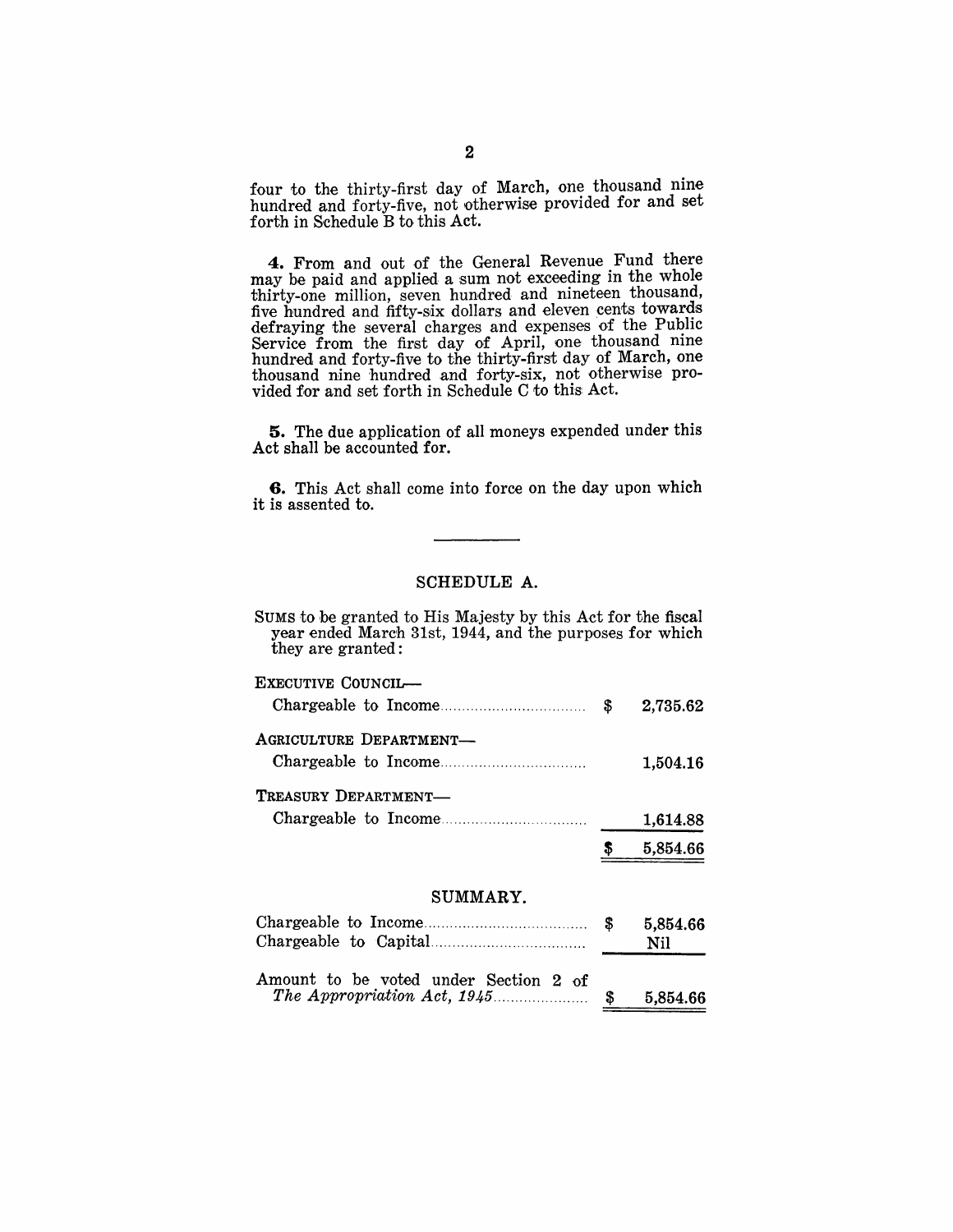four to the thirty-first day of March, one thousand nine hundred and forty-five, not otherwise provided for and set forth in Schedule B to this Act.

**4.** From and out of the General Revenue Fund there may be paid and applied a sum not exceeding in the whole thirty-one million, seven hundred and nineteen thousand, five hundred and fifty-six dollars and eleven cents towards defraying the several charges and expenses of the Public Service from the first day of April, one thousand nine hundred and forty-five to the thirty-first day of March, one thousand nine hundred and forty-six, not otherwise provided for and set forth in Schedule C to this Act.

**5.** The due application of all moneys expended under this Act shall be accounted for.

**6.** This Act shall come into force on the day upon which it is assented to.

---

## SCHEDULE A.

SUMS to be granted to His Majesty by this Act for the fiscal year ended March 31st, 1944, and the purposes for which they are granted:

| | | |
|---|---|---|
| EXECUTIVE COUNCIL— | | |
| Chargeable to Income | $ | 2,735.62 |
| AGRICULTURE DEPARTMENT— | | |
| Chargeable to Income | | 1,504.16 |
| TREASURY DEPARTMENT— | | |
| Chargeable to Income | | 1,614.88 |
| | $ | 5,854.66 |

## SUMMARY.

| | | |
|---|---|---|
| Chargeable to Income | $ | 5,854.66 |
| Chargeable to Capital | | Nil |
| Amount to be voted under Section 2 of *The Appropriation Act, 1945* | $ | 5,854.66 |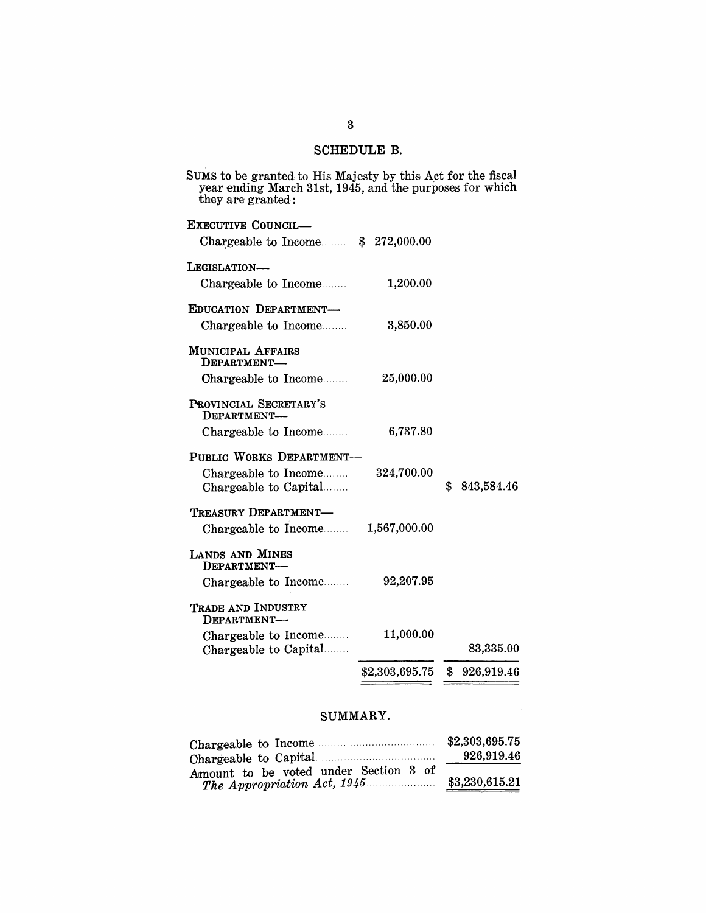## SCHEDULE B.

SUMS to be granted to His Majesty by this Act for the fiscal year ending March 31st, 1945, and the purposes for which they are granted:

| | | |
|---|---|---|
| **EXECUTIVE COUNCIL—** | | |
| Chargeable to Income | $ 272,000.00 | |
| **LEGISLATION—** | | |
| Chargeable to Income | 1,200.00 | |
| **EDUCATION DEPARTMENT—** | | |
| Chargeable to Income | 3,850.00 | |
| **MUNICIPAL AFFAIRS DEPARTMENT—** | | |
| Chargeable to Income | 25,000.00 | |
| **PROVINCIAL SECRETARY'S DEPARTMENT—** | | |
| Chargeable to Income | 6,737.80 | |
| **PUBLIC WORKS DEPARTMENT—** | | |
| Chargeable to Income | 324,700.00 | |
| Chargeable to Capital | | $ 843,584.46 |
| **TREASURY DEPARTMENT—** | | |
| Chargeable to Income | 1,567,000.00 | |
| **LANDS AND MINES DEPARTMENT—** | | |
| Chargeable to Income | 92,207.95 | |
| **TRADE AND INDUSTRY DEPARTMENT—** | | |
| Chargeable to Income | 11,000.00 | |
| Chargeable to Capital | | 83,335.00 |
| | $2,303,695.75 | $ 926,919.46 |

## SUMMARY.

| | |
|---|---|
| Chargeable to Income | $2,303,695.75 |
| Chargeable to Capital | 926,919.46 |
| Amount to be voted under Section 3 of *The Appropriation Act, 1945* | $3,230,615.21 |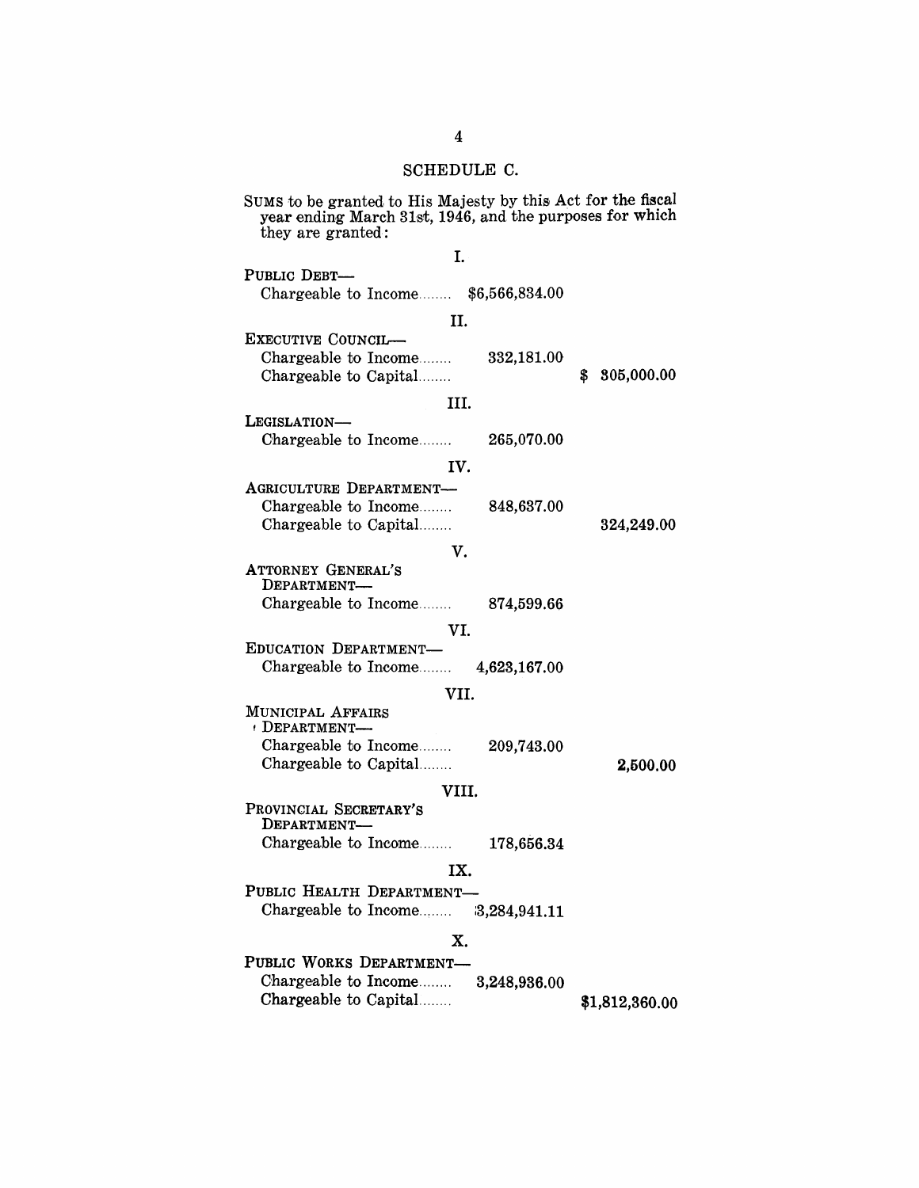## SCHEDULE C.

SUMS to be granted to His Majesty by this Act for the fiscal year ending March 31st, 1946, and the purposes for which they are granted:

| | | |
|---|---|---|
| **I.** | | |
| PUBLIC DEBT— | | |
| Chargeable to Income........ | $6,566,834.00 | |
| **II.** | | |
| EXECUTIVE COUNCIL— | | |
| Chargeable to Income........ | 332,181.00 | |
| Chargeable to Capital........ | | $ 305,000.00 |
| **III.** | | |
| LEGISLATION— | | |
| Chargeable to Income........ | 265,070.00 | |
| **IV.** | | |
| AGRICULTURE DEPARTMENT— | | |
| Chargeable to Income........ | 848,637.00 | |
| Chargeable to Capital........ | | 324,249.00 |
| **V.** | | |
| ATTORNEY GENERAL'S DEPARTMENT— | | |
| Chargeable to Income........ | 874,599.66 | |
| **VI.** | | |
| EDUCATION DEPARTMENT— | | |
| Chargeable to Income........ | 4,623,167.00 | |
| **VII.** | | |
| MUNICIPAL AFFAIRS DEPARTMENT— | | |
| Chargeable to Income........ | 209,743.00 | |
| Chargeable to Capital........ | | 2,500.00 |
| **VIII.** | | |
| PROVINCIAL SECRETARY'S DEPARTMENT— | | |
| Chargeable to Income........ | 178,656.34 | |
| **IX.** | | |
| PUBLIC HEALTH DEPARTMENT— | | |
| Chargeable to Income........ | 3,284,941.11 | |
| **X.** | | |
| PUBLIC WORKS DEPARTMENT— | | |
| Chargeable to Income........ | 3,248,936.00 | |
| Chargeable to Capital........ | | $1,812,360.00 |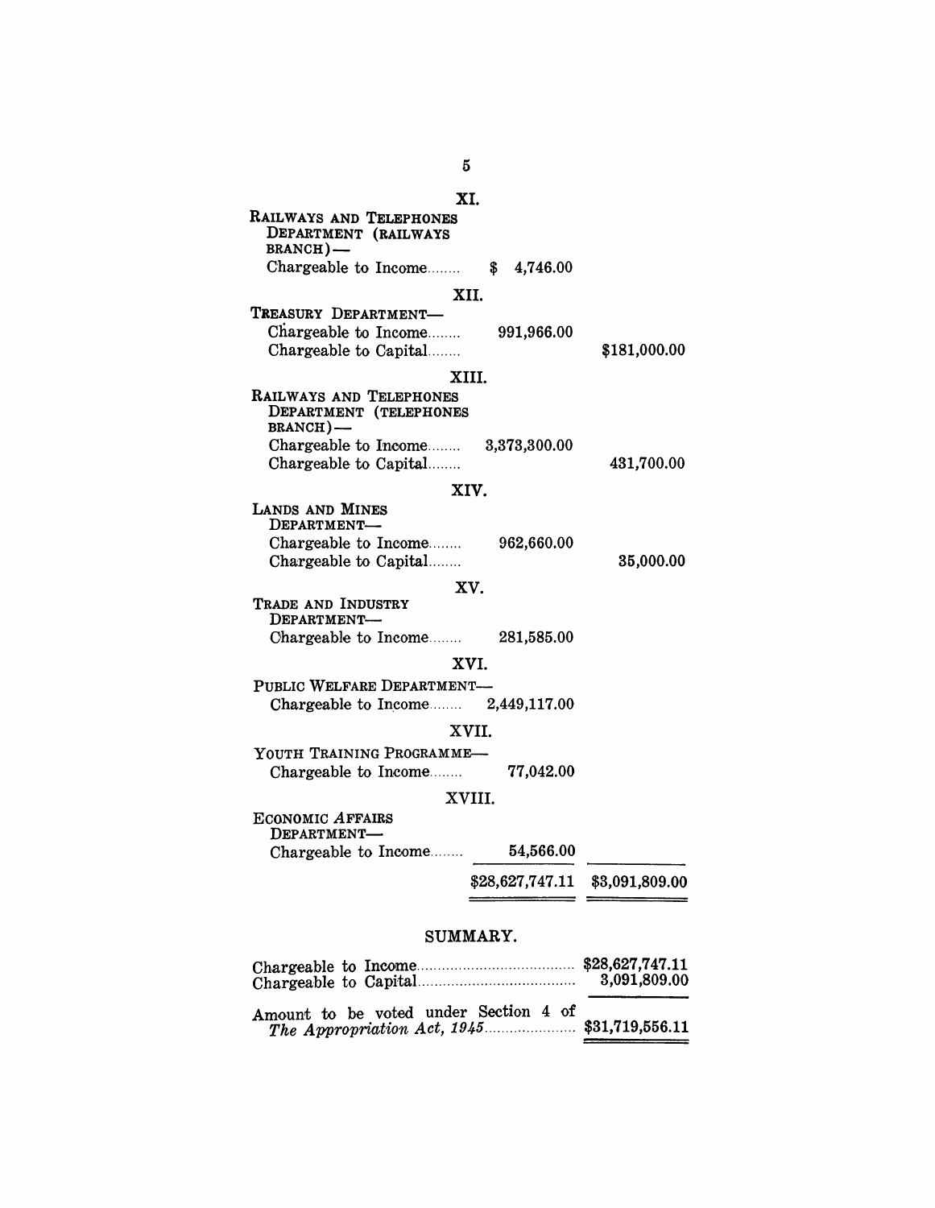| | Chargeable to Income | Chargeable to Capital |
|---|---|---|
| **XI.** | | |
| RAILWAYS AND TELEPHONES DEPARTMENT (RAILWAYS BRANCH)— | | |
| Chargeable to Income........ | $ 4,746.00 | |
| **XII.** | | |
| TREASURY DEPARTMENT— | | |
| Chargeable to Income........ | 991,966.00 | |
| Chargeable to Capital........ | | $181,000.00 |
| **XIII.** | | |
| RAILWAYS AND TELEPHONES DEPARTMENT (TELEPHONES BRANCH)— | | |
| Chargeable to Income........ | 3,373,300.00 | |
| Chargeable to Capital........ | | 431,700.00 |
| **XIV.** | | |
| LANDS AND MINES DEPARTMENT— | | |
| Chargeable to Income........ | 962,660.00 | |
| Chargeable to Capital........ | | 35,000.00 |
| **XV.** | | |
| TRADE AND INDUSTRY DEPARTMENT— | | |
| Chargeable to Income........ | 281,585.00 | |
| **XVI.** | | |
| PUBLIC WELFARE DEPARTMENT— | | |
| Chargeable to Income........ | 2,449,117.00 | |
| **XVII.** | | |
| YOUTH TRAINING PROGRAMME— | | |
| Chargeable to Income........ | 77,042.00 | |
| **XVIII.** | | |
| ECONOMIC AFFAIRS DEPARTMENT— | | |
| Chargeable to Income........ | 54,566.00 | |
| | $28,627,747.11 | $3,091,809.00 |

## SUMMARY.

| | |
|---|---|
| Chargeable to Income.................................... | $28,627,747.11 |
| Chargeable to Capital.................................... | 3,091,809.00 |
| Amount to be voted under Section 4 of *The Appropriation Act, 1945*...................... | $31,719,556.11 |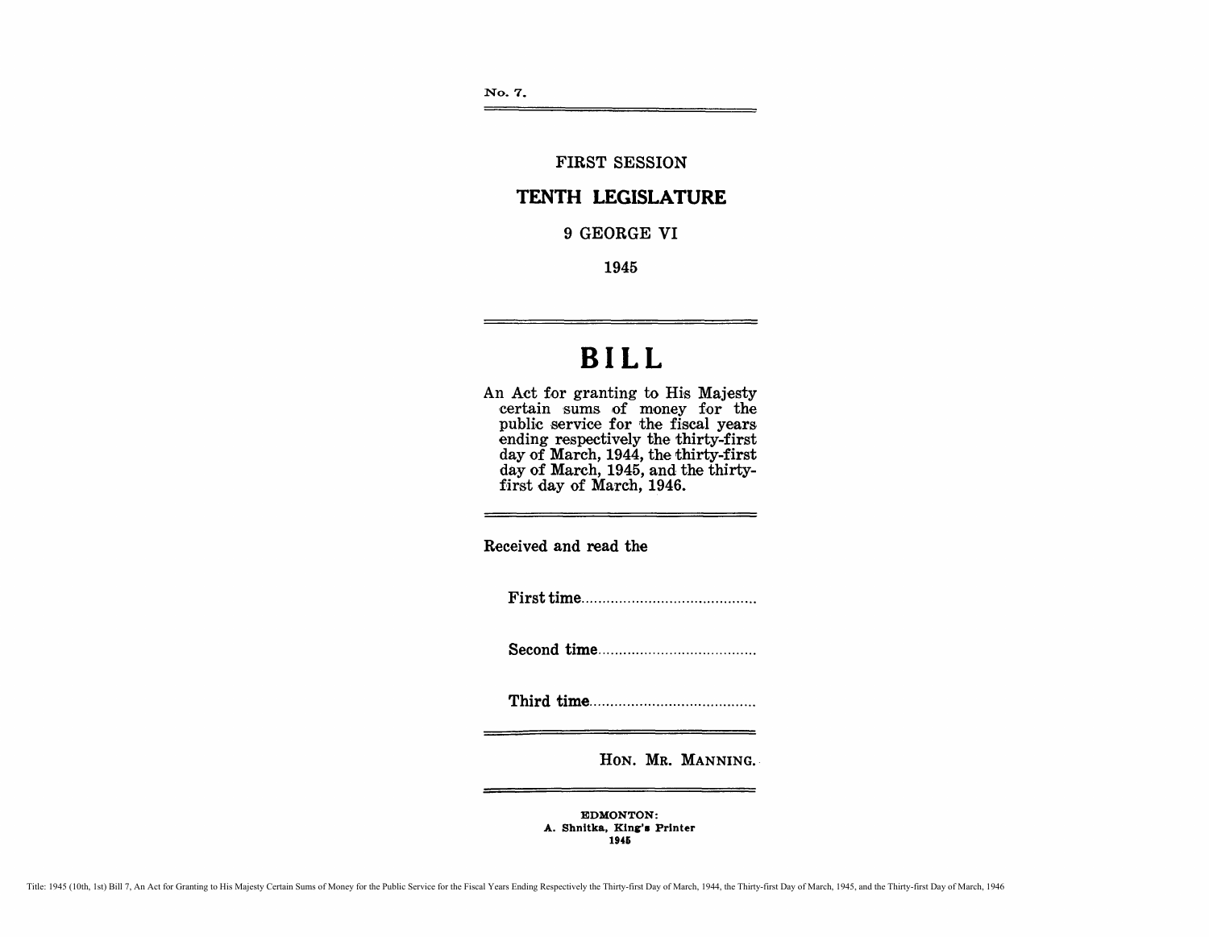No. 7.

FIRST SESSION

# TENTH LEGISLATURE

9 GEORGE VI

1945

# BILL

An Act for granting to His Majesty certain sums of money for the public service for the fiscal years ending respectively the thirty-first day of March, 1944, the thirty-first day of March, 1945, and the thirty-first day of March, 1946.

**Received and read the**

**First time**..........................................

**Second time**......................................

**Third time**........................................

HON. MR. MANNING.

**EDMONTON:**
**A. Shnitka, King's Printer**
**1945**

Title: 1945 (10th, 1st) Bill 7, An Act for Granting to His Majesty Certain Sums of Money for the Public Service for the Fiscal Years Ending Respectively the Thirty-first Day of March, 1944, the Thirty-first Day of March, 1945, and the Thirty-first Day of March, 1946